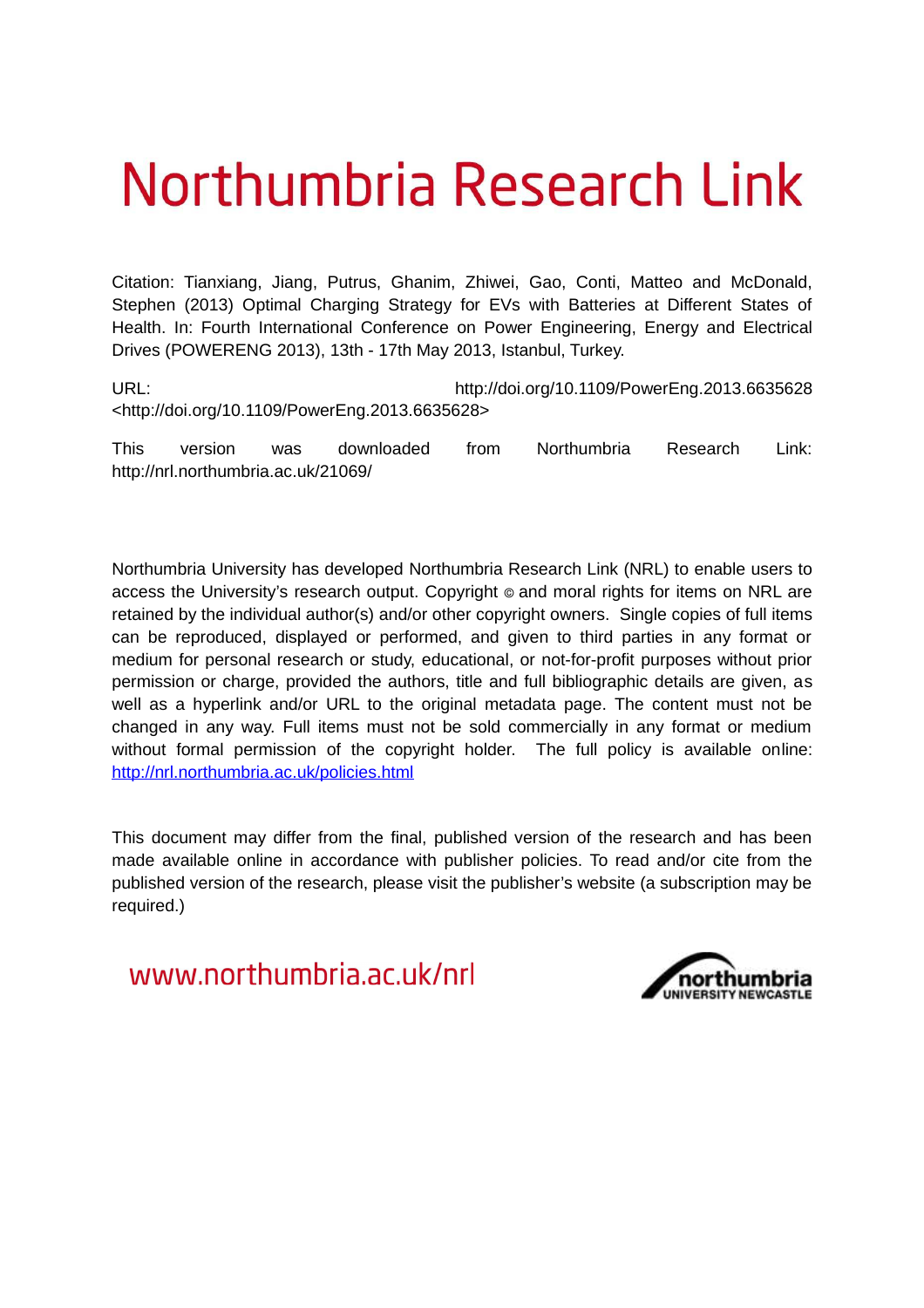# Northumbria Research Link

Citation: Tianxiang, Jiang, Putrus, Ghanim, Zhiwei, Gao, Conti, Matteo and McDonald, Stephen (2013) Optimal Charging Strategy for EVs with Batteries at Different States of Health. In: Fourth International Conference on Power Engineering, Energy and Electrical Drives (POWERENG 2013), 13th - 17th May 2013, Istanbul, Turkey.

URL: http://doi.org/10.1109/PowerEng.2013.6635628 <http://doi.org/10.1109/PowerEng.2013.6635628>

This version was downloaded from Northumbria Research Link: http://nrl.northumbria.ac.uk/21069/

Northumbria University has developed Northumbria Research Link (NRL) to enable users to access the University's research output. Copyright © and moral rights for items on NRL are retained by the individual author(s) and/or other copyright owners. Single copies of full items can be reproduced, displayed or performed, and given to third parties in any format or medium for personal research or study, educational, or not-for-profit purposes without prior permission or charge, provided the authors, title and full bibliographic details are given, as well as a hyperlink and/or URL to the original metadata page. The content must not be changed in any way. Full items must not be sold commercially in any format or medium without formal permission of the copyright holder. The full policy is available online: http://nrl.northumbria.ac.uk/policies.html

This document may differ from the final, published version of the research and has been made available online in accordance with publisher policies. To read and/or cite from the published version of the research, please visit the publisher's website (a subscription may be required.)

www.northumbria.ac.uk/nrl

northumbria UNIVERSITY NEWCASTLE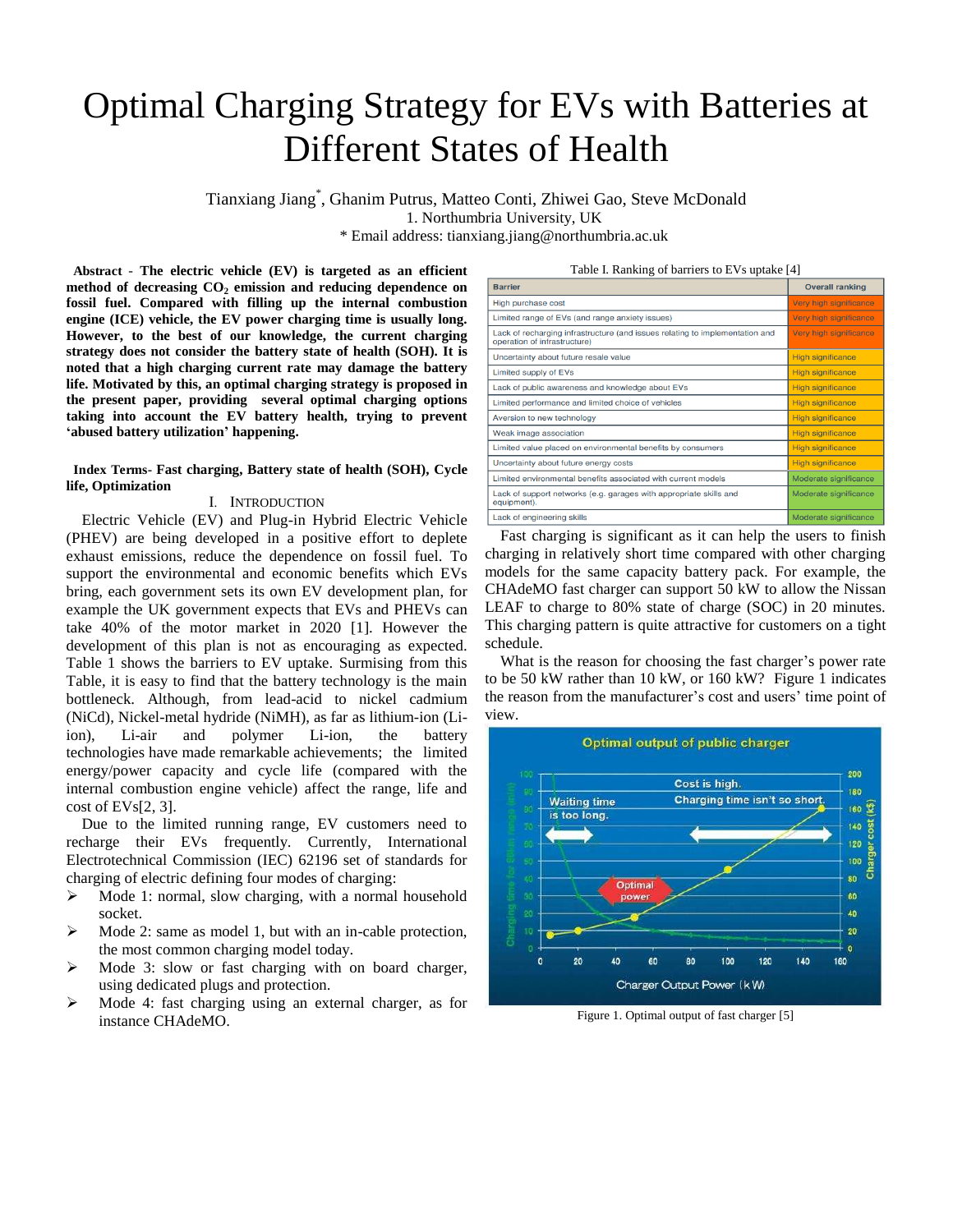# Optimal Charging Strategy for EVs with Batteries at Different States of Health

Tianxiang Jiang*, Ghanim Putrus, Matteo Conti, Zhiwei Gao, Steve McDonald

1. Northumbria University, UK

* Email address: tianxiang.jiang@northumbria.ac.uk

**Abstract - The electric vehicle (EV) is targeted as an efficient method of decreasing $CO_2$ emission and reducing dependence on fossil fuel. Compared with filling up the internal combustion engine (ICE) vehicle, the EV power charging time is usually long. However, to the best of our knowledge, the current charging strategy does not consider the battery state of health (SOH). It is noted that a high charging current rate may damage the battery life. Motivated by this, an optimal charging strategy is proposed in the present paper, providing several optimal charging options taking into account the EV battery health, trying to prevent 'abused battery utilization' happening.**

**Index Terms- Fast charging, Battery state of health (SOH), Cycle life, Optimization**

## I. Introduction

Electric Vehicle (EV) and Plug-in Hybrid Electric Vehicle (PHEV) are being developed in a positive effort to deplete exhaust emissions, reduce the dependence on fossil fuel. To support the environmental and economic benefits which EVs bring, each government sets its own EV development plan, for example the UK government expects that EVs and PHEVs can take 40% of the motor market in 2020 [1]. However the development of this plan is not as encouraging as expected. Table 1 shows the barriers to EV uptake. Surmising from this Table, it is easy to find that the battery technology is the main bottleneck. Although, from lead-acid to nickel cadmium (NiCd), Nickel-metal hydride (NiMH), as far as lithium-ion (Li-ion), Li-air and polymer Li-ion, the battery technologies have made remarkable achievements; the limited energy/power capacity and cycle life (compared with the internal combustion engine vehicle) affect the range, life and cost of EVs[2, 3].

Due to the limited running range, EV customers need to recharge their EVs frequently. Currently, International Electrotechnical Commission (IEC) 62196 set of standards for charging of electric defining four modes of charging:

- Mode 1: normal, slow charging, with a normal household socket.
- Mode 2: same as model 1, but with an in-cable protection, the most common charging model today.
- Mode 3: slow or fast charging with on board charger, using dedicated plugs and protection.
- Mode 4: fast charging using an external charger, as for instance CHAdeMO.

Table I. Ranking of barriers to EVs uptake [4]

| Barrier | Overall ranking |
|---|---|
| High purchase cost | Very high significance |
| Limited range of EVs (and range anxiety issues) | Very high significance |
| Lack of recharging infrastructure (and issues relating to implementation and operation of infrastructure) | Very high significance |
| Uncertainty about future resale value | High significance |
| Limited supply of EVs | High significance |
| Lack of public awareness and knowledge about EVs | High significance |
| Limited performance and limited choice of vehicles | High significance |
| Aversion to new technology | High significance |
| Weak image association | High significance |
| Limited value placed on environmental benefits by consumers | High significance |
| Uncertainty about future energy costs | High significance |
| Limited environmental benefits associated with current models | Moderate significance |
| Lack of support networks (e.g. garages with appropriate skills and equipment). | Moderate significance |
| Lack of engineering skills | Moderate significance |

Fast charging is significant as it can help the users to finish charging in relatively short time compared with other charging models for the same capacity battery pack. For example, the CHAdeMO fast charger can support 50 kW to allow the Nissan LEAF to charge to 80% state of charge (SOC) in 20 minutes. This charging pattern is quite attractive for customers on a tight schedule.

What is the reason for choosing the fast charger's power rate to be 50 kW rather than 10 kW, or 160 kW? Figure 1 indicates the reason from the manufacturer's cost and users' time point of view.

Figure 1. Optimal output of fast charger [5]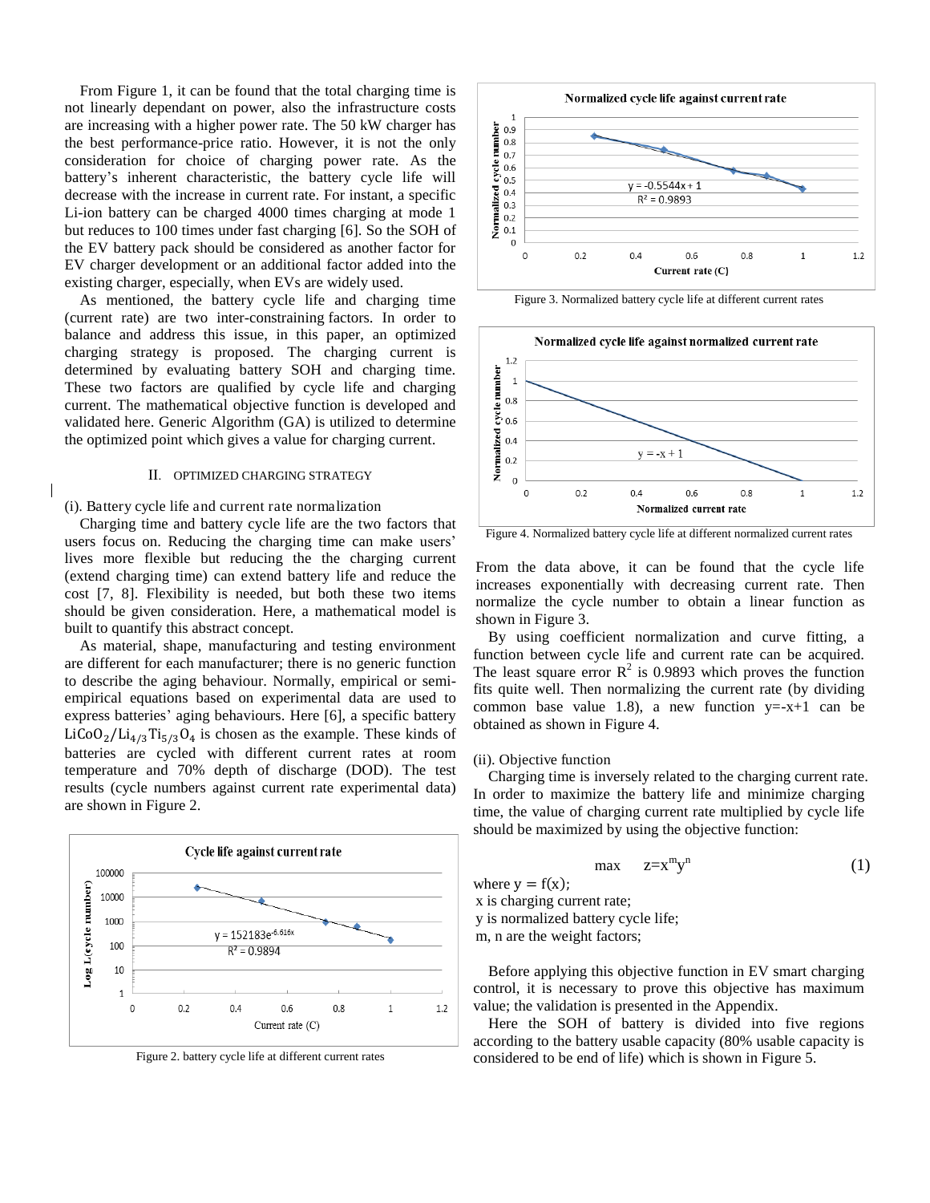From Figure 1, it can be found that the total charging time is not linearly dependant on power, also the infrastructure costs are increasing with a higher power rate. The 50 kW charger has the best performance-price ratio. However, it is not the only consideration for choice of charging power rate. As the battery's inherent characteristic, the battery cycle life will decrease with the increase in current rate. For instant, a specific Li-ion battery can be charged 4000 times charging at mode 1 but reduces to 100 times under fast charging [6]. So the SOH of the EV battery pack should be considered as another factor for EV charger development or an additional factor added into the existing charger, especially, when EVs are widely used.

As mentioned, the battery cycle life and charging time (current rate) are two inter-constraining factors. In order to balance and address this issue, in this paper, an optimized charging strategy is proposed. The charging current is determined by evaluating battery SOH and charging time. These two factors are qualified by cycle life and charging current. The mathematical objective function is developed and validated here. Generic Algorithm (GA) is utilized to determine the optimized point which gives a value for charging current.

## II. OPTIMIZED CHARGING STRATEGY

(i). Battery cycle life and current rate normalization

Charging time and battery cycle life are the two factors that users focus on. Reducing the charging time can make users' lives more flexible but reducing the the charging current (extend charging time) can extend battery life and reduce the cost [7, 8]. Flexibility is needed, but both these two items should be given consideration. Here, a mathematical model is built to quantify this abstract concept.

As material, shape, manufacturing and testing environment are different for each manufacturer; there is no generic function to describe the aging behaviour. Normally, empirical or semi-empirical equations based on experimental data are used to express batteries' aging behaviours. Here [6], a specific battery $LiCoO_2/Li_{4/3}Ti_{5/3}O_4$ is chosen as the example. These kinds of batteries are cycled with different current rates at room temperature and 70% depth of discharge (DOD). The test results (cycle numbers against current rate experimental data) are shown in Figure 2.

Figure 2. battery cycle life at different current rates

Figure 3. Normalized battery cycle life at different current rates

Figure 4. Normalized battery cycle life at different normalized current rates

From the data above, it can be found that the cycle life increases exponentially with decreasing current rate. Then normalize the cycle number to obtain a linear function as shown in Figure 3.

By using coefficient normalization and curve fitting, a function between cycle life and current rate can be acquired. The least square error $R^2$ is 0.9893 which proves the function fits quite well. Then normalizing the current rate (by dividing common base value 1.8), a new function $y=-x+1$ can be obtained as shown in Figure 4.

(ii). Objective function

Charging time is inversely related to the charging current rate. In order to maximize the battery life and minimize charging time, the value of charging current rate multiplied by cycle life should be maximized by using the objective function:

$$\max \quad z=x^m y^n \tag{1}$$

where $y = f(x)$;
x is charging current rate;
y is normalized battery cycle life;
m, n are the weight factors;

Before applying this objective function in EV smart charging control, it is necessary to prove this objective has maximum value; the validation is presented in the Appendix.

Here the SOH of battery is divided into five regions according to the battery usable capacity (80% usable capacity is considered to be end of life) which is shown in Figure 5.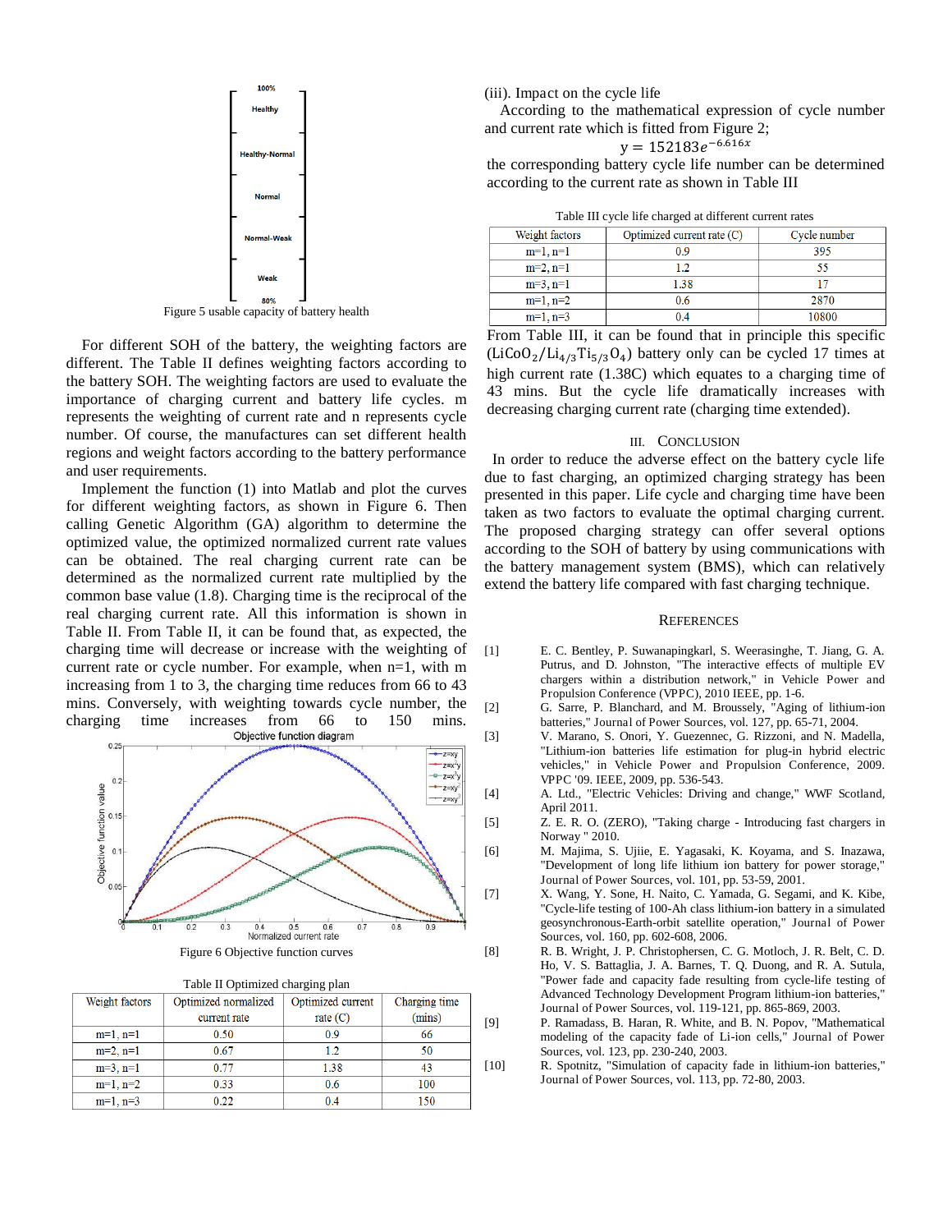Figure 5 usable capacity of battery health

For different SOH of the battery, the weighting factors are different. The Table II defines weighting factors according to the battery SOH. The weighting factors are used to evaluate the importance of charging current and battery life cycles. m represents the weighting of current rate and n represents cycle number. Of course, the manufactures can set different health regions and weight factors according to the battery performance and user requirements.

Implement the function (1) into Matlab and plot the curves for different weighting factors, as shown in Figure 6. Then calling Genetic Algorithm (GA) algorithm to determine the optimized value, the optimized normalized current rate values can be obtained. The real charging current rate can be determined as the normalized current rate multiplied by the common base value (1.8). Charging time is the reciprocal of the real charging current rate. All this information is shown in Table II. From Table II, it can be found that, as expected, the charging time will decrease or increase with the weighting of current rate or cycle number. For example, when n=1, with m increasing from 1 to 3, the charging time reduces from 66 to 43 mins. Conversely, with weighting towards cycle number, the charging time increases from 66 to 150 mins.

Figure 6 Objective function curves

Table II Optimized charging plan

| Weight factors | Optimized normalized current rate | Optimized current rate (C) | Charging time (mins) |
|---|---|---|---|
| m=1, n=1 | 0.50 | 0.9 | 66 |
| m=2, n=1 | 0.67 | 1.2 | 50 |
| m=3, n=1 | 0.77 | 1.38 | 43 |
| m=1, n=2 | 0.33 | 0.6 | 100 |
| m=1, n=3 | 0.22 | 0.4 | 150 |

(iii). Impact on the cycle life

According to the mathematical expression of cycle number and current rate which is fitted from Figure 2;

$$y = 152183e^{-6.616x}$$

the corresponding battery cycle life number can be determined according to the current rate as shown in Table III

Table III cycle life charged at different current rates

| Weight factors | Optimized current rate (C) | Cycle number |
|---|---|---|
| m=1, n=1 | 0.9 | 395 |
| m=2, n=1 | 1.2 | 55 |
| m=3, n=1 | 1.38 | 17 |
| m=1, n=2 | 0.6 | 2870 |
| m=1, n=3 | 0.4 | 10800 |

From Table III, it can be found that in principle this specific ($LiCoO_2/Li_{4/3}Ti_{5/3}O_4$) battery only can be cycled 17 times at high current rate (1.38C) which equates to a charging time of 43 mins. But the cycle life dramatically increases with decreasing charging current rate (charging time extended).

## III. Conclusion

In order to reduce the adverse effect on the battery cycle life due to fast charging, an optimized charging strategy has been presented in this paper. Life cycle and charging time have been taken as two factors to evaluate the optimal charging current. The proposed charging strategy can offer several options according to the SOH of battery by using communications with the battery management system (BMS), which can relatively extend the battery life compared with fast charging technique.

## References

[1] E. C. Bentley, P. Suwanapingkarl, S. Weerasinghe, T. Jiang, G. A. Putrus, and D. Johnston, "The interactive effects of multiple EV chargers within a distribution network," in Vehicle Power and Propulsion Conference (VPPC), 2010 IEEE, pp. 1-6.

[2] G. Sarre, P. Blanchard, and M. Broussely, "Aging of lithium-ion batteries," Journal of Power Sources, vol. 127, pp. 65-71, 2004.

[3] V. Marano, S. Onori, Y. Guezennec, G. Rizzoni, and N. Madella, "Lithium-ion batteries life estimation for plug-in hybrid electric vehicles," in Vehicle Power and Propulsion Conference, 2009. VPPC '09. IEEE, 2009, pp. 536-543.

[4] A. Ltd., "Electric Vehicles: Driving and change," WWF Scotland, April 2011.

[5] Z. E. R. O. (ZERO), "Taking charge - Introducing fast chargers in Norway " 2010.

[6] M. Majima, S. Ujiie, E. Yagasaki, K. Koyama, and S. Inazawa, "Development of long life lithium ion battery for power storage," Journal of Power Sources, vol. 101, pp. 53-59, 2001.

[7] X. Wang, Y. Sone, H. Naito, C. Yamada, G. Segami, and K. Kibe, "Cycle-life testing of 100-Ah class lithium-ion battery in a simulated geosynchronous-Earth-orbit satellite operation," Journal of Power Sources, vol. 160, pp. 602-608, 2006.

[8] R. B. Wright, J. P. Christophersen, C. G. Motloch, J. R. Belt, C. D. Ho, V. S. Battaglia, J. A. Barnes, T. Q. Duong, and R. A. Sutula, "Power fade and capacity fade resulting from cycle-life testing of Advanced Technology Development Program lithium-ion batteries," Journal of Power Sources, vol. 119-121, pp. 865-869, 2003.

[9] P. Ramadass, B. Haran, R. White, and B. N. Popov, "Mathematical modeling of the capacity fade of Li-ion cells," Journal of Power Sources, vol. 123, pp. 230-240, 2003.

[10] R. Spotnitz, "Simulation of capacity fade in lithium-ion batteries," Journal of Power Sources, vol. 113, pp. 72-80, 2003.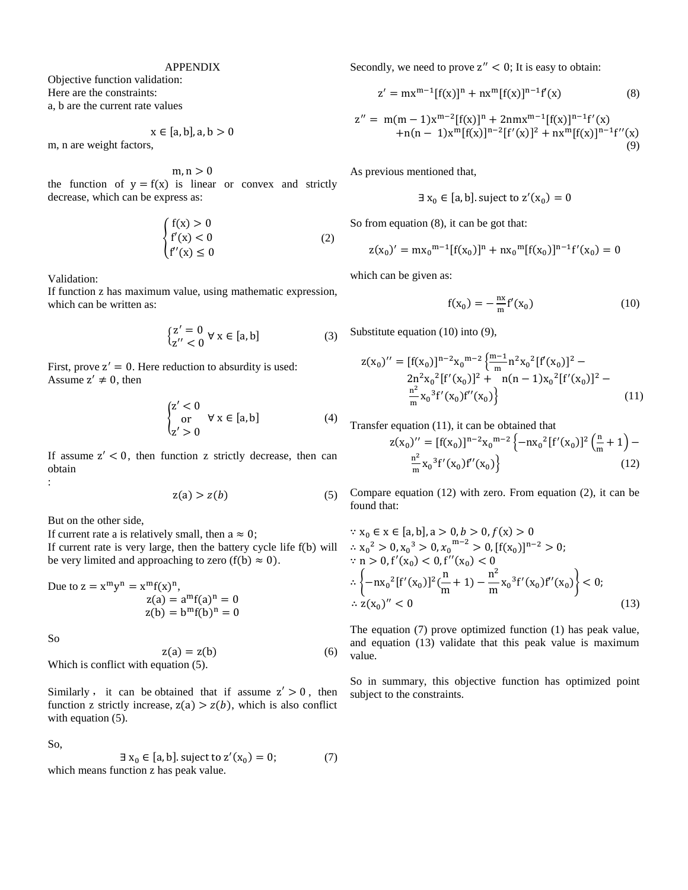APPENDIX

Objective function validation:

Here are the constraints:

a, b are the current rate values

$$x \in [a, b], a, b > 0$$

m, n are weight factors,

$$m, n > 0$$

the function of $y = f(x)$ is linear or convex and strictly decrease, which can be express as:

$$\begin{cases} f(x) > 0 \\ f'(x) < 0 \\ f''(x) \leq 0 \end{cases} \tag{2}$$

Validation:

If function z has maximum value, using mathematic expression, which can be written as:

$$\begin{cases} z' = 0 \\ z'' < 0 \end{cases} \forall\, x \in [a, b] \tag{3}$$

First, prove $z' = 0$. Here reduction to absurdity is used:

Assume $z' \neq 0$, then

$$\begin{cases} z' < 0 \\ \quad \text{or} \\ z' > 0 \end{cases} \forall\, x \in [a, b] \tag{4}$$

If assume $z' < 0$, then function z strictly decrease, then can obtain

:

$$z(a) > z(b) \tag{5}$$

But on the other side,

If current rate a is relatively small, then $a \approx 0$;

If current rate is very large, then the battery cycle life f(b) will be very limited and approaching to zero ($f(b) \approx 0$).

Due to $z = x^m y^n = x^m f(x)^n$,

$$z(a) = a^m f(a)^n = 0$$
$$z(b) = b^m f(b)^n = 0$$

So

$$z(a) = z(b) \tag{6}$$

Which is conflict with equation (5).

Similarly， it can be obtained that if assume $z' > 0$, then function z strictly increase, $z(a) > z(b)$, which is also conflict with equation (5).

So,

$$\exists\, x_0 \in [a, b].\ \text{suject to } z'(x_0) = 0; \tag{7}$$

which means function z has peak value.

Secondly, we need to prove $z'' < 0$; It is easy to obtain:

$$z' = mx^{m-1}[f(x)]^n + nx^m[f(x)]^{n-1}f'(x) \tag{8}$$

$$z'' = m(m-1)x^{m-2}[f(x)]^n + 2nmx^{m-1}[f(x)]^{n-1}f'(x) + n(n-1)x^m[f(x)]^{n-2}[f'(x)]^2 + nx^m[f(x)]^{n-1}f''(x) \tag{9}$$

As previous mentioned that,

$$\exists\, x_0 \in [a, b].\ \text{suject to } z'(x_0) = 0$$

So from equation (8), it can be got that:

$$z(x_0)' = m{x_0}^{m-1}[f(x_0)]^n + n{x_0}^m[f(x_0)]^{n-1}f'(x_0) = 0$$

which can be given as:

$$f(x_0) = -\frac{nx}{m}f'(x_0) \tag{10}$$

Substitute equation (10) into (9),

$$z(x_0)'' = [f(x_0)]^{n-2}{x_0}^{m-2}\left\{\frac{m-1}{m}n^2{x_0}^2[f'(x_0)]^2 - 2n^2{x_0}^2[f'(x_0)]^2 + n(n-1){x_0}^2[f'(x_0)]^2 - \frac{n^2}{m}{x_0}^3f'(x_0)f''(x_0)\right\} \tag{11}$$

Transfer equation (11), it can be obtained that

$$z(x_0)'' = [f(x_0)]^{n-2}{x_0}^{m-2}\left\{-n{x_0}^2[f'(x_0)]^2\left(\frac{n}{m}+1\right) - \frac{n^2}{m}{x_0}^3f'(x_0)f''(x_0)\right\} \tag{12}$$

Compare equation (12) with zero. From equation (2), it can be found that:

$$\because x_0 \in x \in [a, b], a > 0, b > 0, f(x) > 0$$
$$\therefore {x_0}^2 > 0, {x_0}^3 > 0, {x_0}^{m-2} > 0, [f(x_0)]^{n-2} > 0;$$
$$\because n > 0, f'(x_0) < 0, f''(x_0) < 0$$
$$\therefore \left\{-n{x_0}^2[f'(x_0)]^2\left(\frac{n}{m}+1\right) - \frac{n^2}{m}{x_0}^3f'(x_0)f''(x_0)\right\} < 0;$$
$$\therefore z(x_0)'' < 0 \tag{13}$$

The equation (7) prove optimized function (1) has peak value, and equation (13) validate that this peak value is maximum value.

So in summary, this objective function has optimized point subject to the constraints.